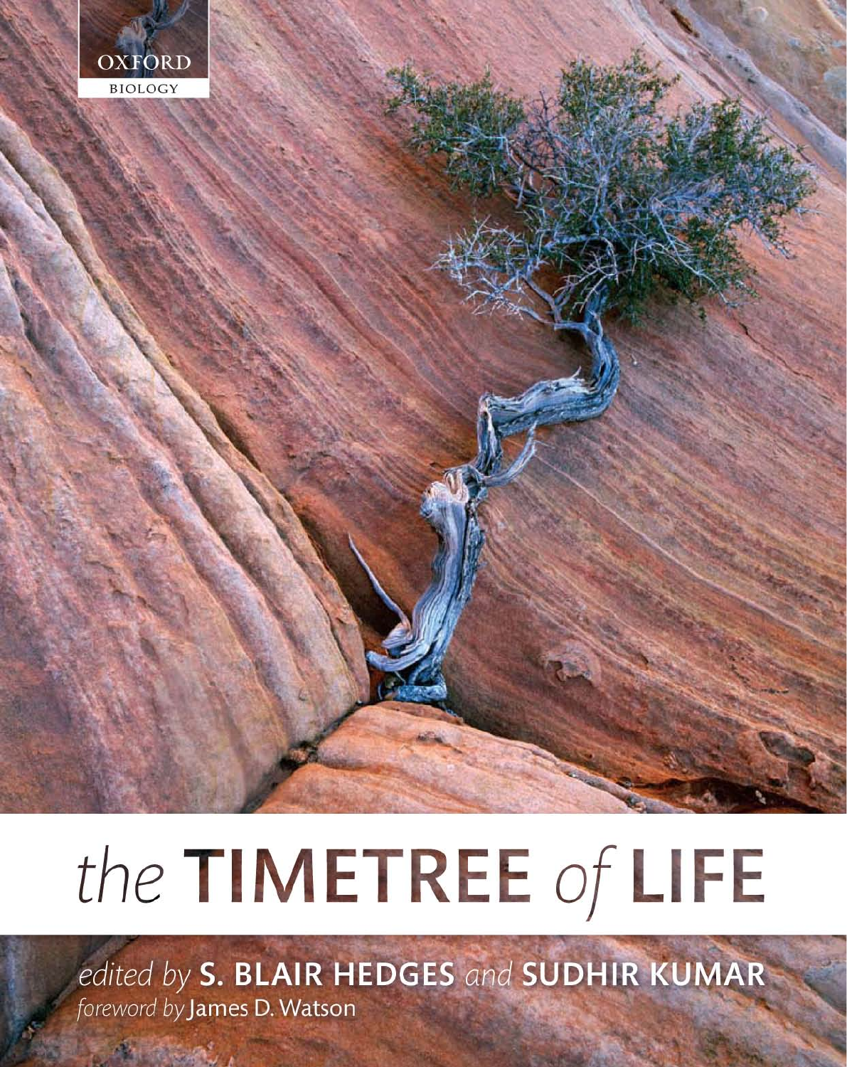OXFORD
BIOLOGY

# *the* TIMETREE *of* LIFE

*edited by* **S. BLAIR HEDGES** *and* **SUDHIR KUMAR**

*foreword by* James D. Watson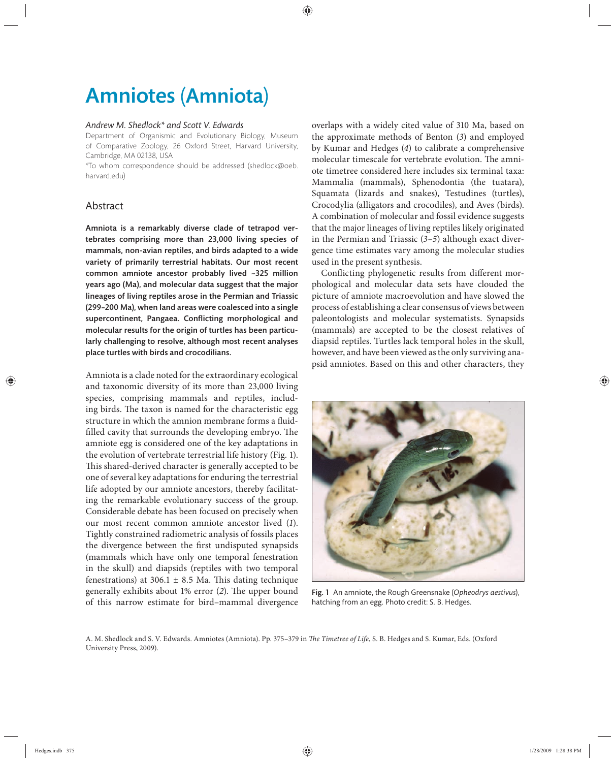# Amniotes (Amniota)

*Andrew M. Shedlock\* and Scott V. Edwards*

Department of Organismic and Evolutionary Biology, Museum of Comparative Zoology, 26 Oxford Street, Harvard University, Cambridge, MA 02138, USA

\*To whom correspondence should be addressed (shedlock@oeb.harvard.edu)

## Abstract

**Amniota is a remarkably diverse clade of tetrapod vertebrates comprising more than 23,000 living species of mammals, non-avian reptiles, and birds adapted to a wide variety of primarily terrestrial habitats. Our most recent common amniote ancestor probably lived ~325 million years ago (Ma), and molecular data suggest that the major lineages of living reptiles arose in the Permian and Triassic (299–200 Ma), when land areas were coalesced into a single supercontinent, Pangaea. Conflicting morphological and molecular results for the origin of turtles has been particularly challenging to resolve, although most recent analyses place turtles with birds and crocodilians.**

Amniota is a clade noted for the extraordinary ecological and taxonomic diversity of its more than 23,000 living species, comprising mammals and reptiles, including birds. The taxon is named for the characteristic egg structure in which the amnion membrane forms a fluid-filled cavity that surrounds the developing embryo. The amniote egg is considered one of the key adaptations in the evolution of vertebrate terrestrial life history (Fig. 1). This shared-derived character is generally accepted to be one of several key adaptations for enduring the terrestrial life adopted by our amniote ancestors, thereby facilitating the remarkable evolutionary success of the group. Considerable debate has been focused on precisely when our most recent common amniote ancestor lived (*1*). Tightly constrained radiometric analysis of fossils places the divergence between the first undisputed synapsids (mammals which have only one temporal fenestration in the skull) and diapsids (reptiles with two temporal fenestrations) at 306.1 ± 8.5 Ma. This dating technique generally exhibits about 1% error (*2*). The upper bound of this narrow estimate for bird–mammal divergence overlaps with a widely cited value of 310 Ma, based on the approximate methods of Benton (*3*) and employed by Kumar and Hedges (*4*) to calibrate a comprehensive molecular timescale for vertebrate evolution. The amniote timetree considered here includes six terminal taxa: Mammalia (mammals), Sphenodontia (the tuatara), Squamata (lizards and snakes), Testudines (turtles), Crocodylia (alligators and crocodiles), and Aves (birds). A combination of molecular and fossil evidence suggests that the major lineages of living reptiles likely originated in the Permian and Triassic (*3–5*) although exact divergence time estimates vary among the molecular studies used in the present synthesis.

Conflicting phylogenetic results from different morphological and molecular data sets have clouded the picture of amniote macroevolution and have slowed the process of establishing a clear consensus of views between paleontologists and molecular systematists. Synapsids (mammals) are accepted to be the closest relatives of diapsid reptiles. Turtles lack temporal holes in the skull, however, and have been viewed as the only surviving anapsid amniotes. Based on this and other characters, they

Fig. 1 An amniote, the Rough Greensnake (*Opheodrys aestivus*), hatching from an egg. Photo credit: S. B. Hedges.

A. M. Shedlock and S. V. Edwards. Amniotes (Amniota). Pp. 375–379 in *The Timetree of Life*, S. B. Hedges and S. Kumar, Eds. (Oxford University Press, 2009).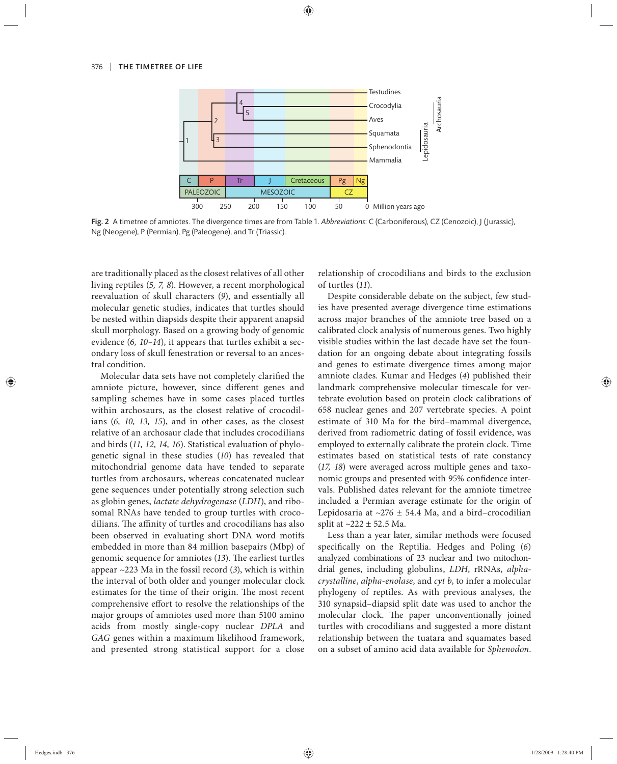Fig. 2 A timetree of amniotes. The divergence times are from Table 1. *Abbreviations*: C (Carboniferous), CZ (Cenozoic), J (Jurassic), Ng (Neogene), P (Permian), Pg (Paleogene), and Tr (Triassic).

are traditionally placed as the closest relatives of all other living reptiles (*5, 7, 8*). However, a recent morphological reevaluation of skull characters (*9*), and essentially all molecular genetic studies, indicates that turtles should be nested within diapsids despite their apparent anapsid skull morphology. Based on a growing body of genomic evidence (*6, 10–14*), it appears that turtles exhibit a secondary loss of skull fenestration or reversal to an ancestral condition.

Molecular data sets have not completely clarified the amniote picture, however, since different genes and sampling schemes have in some cases placed turtles within archosaurs, as the closest relative of crocodilians (*6, 10, 13, 15*), and in other cases, as the closest relative of an archosaur clade that includes crocodilians and birds (*11, 12, 14, 16*). Statistical evaluation of phylogenetic signal in these studies (*10*) has revealed that mitochondrial genome data have tended to separate turtles from archosaurs, whereas concatenated nuclear gene sequences under potentially strong selection such as globin genes, *lactate dehydrogenase* (*LDH*), and ribosomal RNAs have tended to group turtles with crocodilians. The affinity of turtles and crocodilians has also been observed in evaluating short DNA word motifs embedded in more than 84 million basepairs (Mbp) of genomic sequence for amniotes (*13*). The earliest turtles appear ~223 Ma in the fossil record (*3*), which is within the interval of both older and younger molecular clock estimates for the time of their origin. The most recent comprehensive effort to resolve the relationships of the major groups of amniotes used more than 5100 amino acids from mostly single-copy nuclear *DPLA* and *GAG* genes within a maximum likelihood framework, and presented strong statistical support for a close relationship of crocodilians and birds to the exclusion of turtles (*11*).

Despite considerable debate on the subject, few studies have presented average divergence time estimations across major branches of the amniote tree based on a calibrated clock analysis of numerous genes. Two highly visible studies within the last decade have set the foundation for an ongoing debate about integrating fossils and genes to estimate divergence times among major amniote clades. Kumar and Hedges (*4*) published their landmark comprehensive molecular timescale for vertebrate evolution based on protein clock calibrations of 658 nuclear genes and 207 vertebrate species. A point estimate of 310 Ma for the bird–mammal divergence, derived from radiometric dating of fossil evidence, was employed to externally calibrate the protein clock. Time estimates based on statistical tests of rate constancy (*17, 18*) were averaged across multiple genes and taxonomic groups and presented with 95% confidence intervals. Published dates relevant for the amniote timetree included a Permian average estimate for the origin of Lepidosaria at ~276 ± 54.4 Ma, and a bird–crocodilian split at ~222 ± 52.5 Ma.

Less than a year later, similar methods were focused specifically on the Reptilia. Hedges and Poling (*6*) analyzed combinations of 23 nuclear and two mitochondrial genes, including globulins, *LDH*, rRNAs, *alpha-crystalline*, *alpha-enolase*, and *cyt b*, to infer a molecular phylogeny of reptiles. As with previous analyses, the 310 synapsid–diapsid split date was used to anchor the molecular clock. The paper unconventionally joined turtles with crocodilians and suggested a more distant relationship between the tuatara and squamates based on a subset of amino acid data available for *Sphenodon*.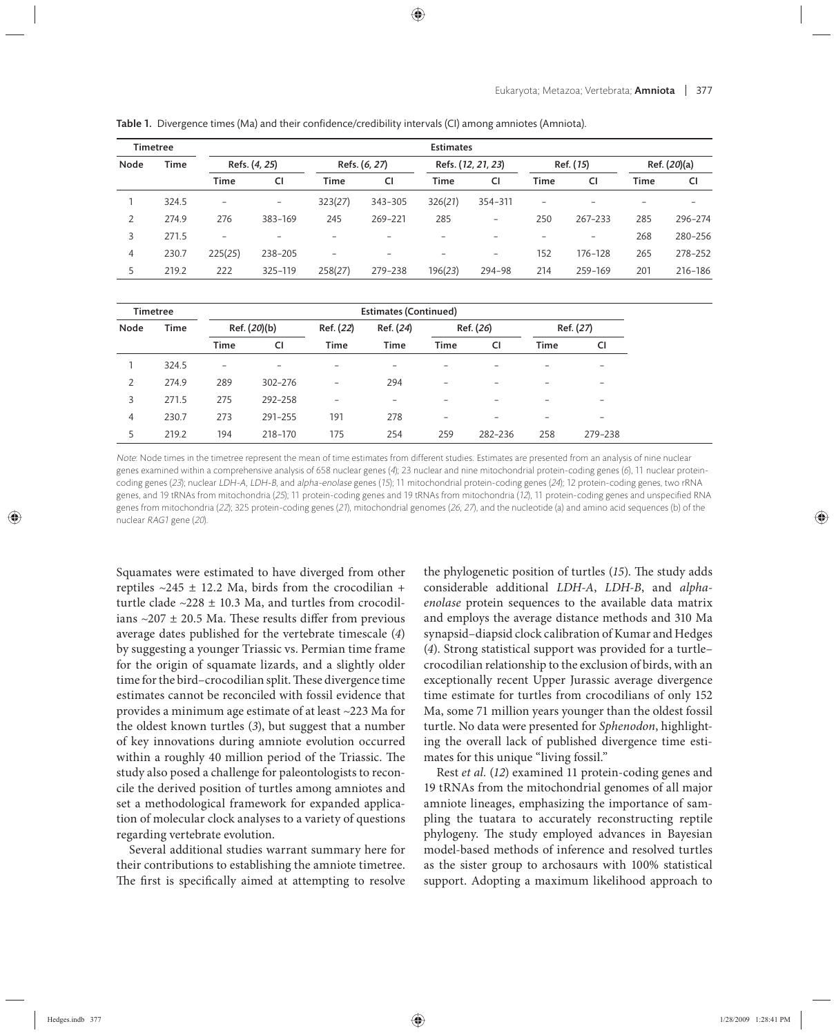**Table 1.** Divergence times (Ma) and their confidence/credibility intervals (CI) among amniotes (Amniota).

| Timetree | | Estimates | | | | | | | | | |
|---|---|---|---|---|---|---|---|---|---|---|---|
| Node | Time | Refs. (*4*, *25*) | | Refs. (*6*, *27*) | | Refs. (*12*, *21*, *23*) | | Ref. (*15*) | | Ref. (*20*)(a) | |
| | | Time | CI | Time | CI | Time | CI | Time | CI | Time | CI |
| 1 | 324.5 | – | – | 323(*27*) | 343–305 | 326(*21*) | 354–311 | – | – | – | – |
| 2 | 274.9 | 276 | 383–169 | 245 | 269–221 | 285 | – | 250 | 267–233 | 285 | 296–274 |
| 3 | 271.5 | – | – | – | – | – | – | – | – | 268 | 280–256 |
| 4 | 230.7 | 225(*25*) | 238–205 | – | – | – | – | 152 | 176–128 | 265 | 278–252 |
| 5 | 219.2 | 222 | 325–119 | 258(*27*) | 279–238 | 196(*23*) | 294–98 | 214 | 259–169 | 201 | 216–186 |

| Timetree | | Estimates (Continued) | | | | | | | |
|---|---|---|---|---|---|---|---|---|---|
| Node | Time | Ref. (*20*)(b) | | Ref. (*22*) | Ref. (*24*) | Ref. (*26*) | | Ref. (*27*) | |
| | | Time | CI | Time | Time | Time | CI | Time | CI |
| 1 | 324.5 | – | – | – | – | – | – | – | – |
| 2 | 274.9 | 289 | 302–276 | – | 294 | – | – | – | – |
| 3 | 271.5 | 275 | 292–258 | – | – | – | – | – | – |
| 4 | 230.7 | 273 | 291–255 | 191 | 278 | – | – | – | – |
| 5 | 219.2 | 194 | 218–170 | 175 | 254 | 259 | 282–236 | 258 | 279–238 |

*Note*: Node times in the timetree represent the mean of time estimates from different studies. Estimates are presented from an analysis of nine nuclear genes examined within a comprehensive analysis of 658 nuclear genes (*4*); 23 nuclear and nine mitochondrial protein-coding genes (*6*), 11 nuclear protein-coding genes (*23*); nuclear *LDH-A*, *LDH-B*, and *alpha-enolase* genes (*15*); 11 mitochondrial protein-coding genes (*24*); 12 protein-coding genes, two rRNA genes, and 19 tRNAs from mitochondria (*25*); 11 protein-coding genes and 19 tRNAs from mitochondria (*12*), 11 protein-coding genes and unspecified RNA genes from mitochondria (*22*); 325 protein-coding genes (*21*), mitochondrial genomes (*26*, *27*), and the nucleotide (a) and amino acid sequences (b) of the nuclear *RAG1* gene (*20*).

Squamates were estimated to have diverged from other reptiles ~245 ± 12.2 Ma, birds from the crocodilian + turtle clade ~228 ± 10.3 Ma, and turtles from crocodilians ~207 ± 20.5 Ma. These results differ from previous average dates published for the vertebrate timescale (*4*) by suggesting a younger Triassic vs. Permian time frame for the origin of squamate lizards, and a slightly older time for the bird–crocodilian split. These divergence time estimates cannot be reconciled with fossil evidence that provides a minimum age estimate of at least ~223 Ma for the oldest known turtles (*3*), but suggest that a number of key innovations during amniote evolution occurred within a roughly 40 million period of the Triassic. The study also posed a challenge for paleontologists to reconcile the derived position of turtles among amniotes and set a methodological framework for expanded application of molecular clock analyses to a variety of questions regarding vertebrate evolution.

Several additional studies warrant summary here for their contributions to establishing the amniote timetree. The first is specifically aimed at attempting to resolve the phylogenetic position of turtles (*15*). The study adds considerable additional *LDH-A*, *LDH-B*, and *alpha-enolase* protein sequences to the available data matrix and employs the average distance methods and 310 Ma synapsid–diapsid clock calibration of Kumar and Hedges (*4*). Strong statistical support was provided for a turtle–crocodilian relationship to the exclusion of birds, with an exceptionally recent Upper Jurassic average divergence time estimate for turtles from crocodilians of only 152 Ma, some 71 million years younger than the oldest fossil turtle. No data were presented for *Sphenodon*, highlighting the overall lack of published divergence time estimates for this unique "living fossil."

Rest *et al.* (*12*) examined 11 protein-coding genes and 19 tRNAs from the mitochondrial genomes of all major amniote lineages, emphasizing the importance of sampling the tuatara to accurately reconstructing reptile phylogeny. The study employed advances in Bayesian model-based methods of inference and resolved turtles as the sister group to archosaurs with 100% statistical support. Adopting a maximum likelihood approach to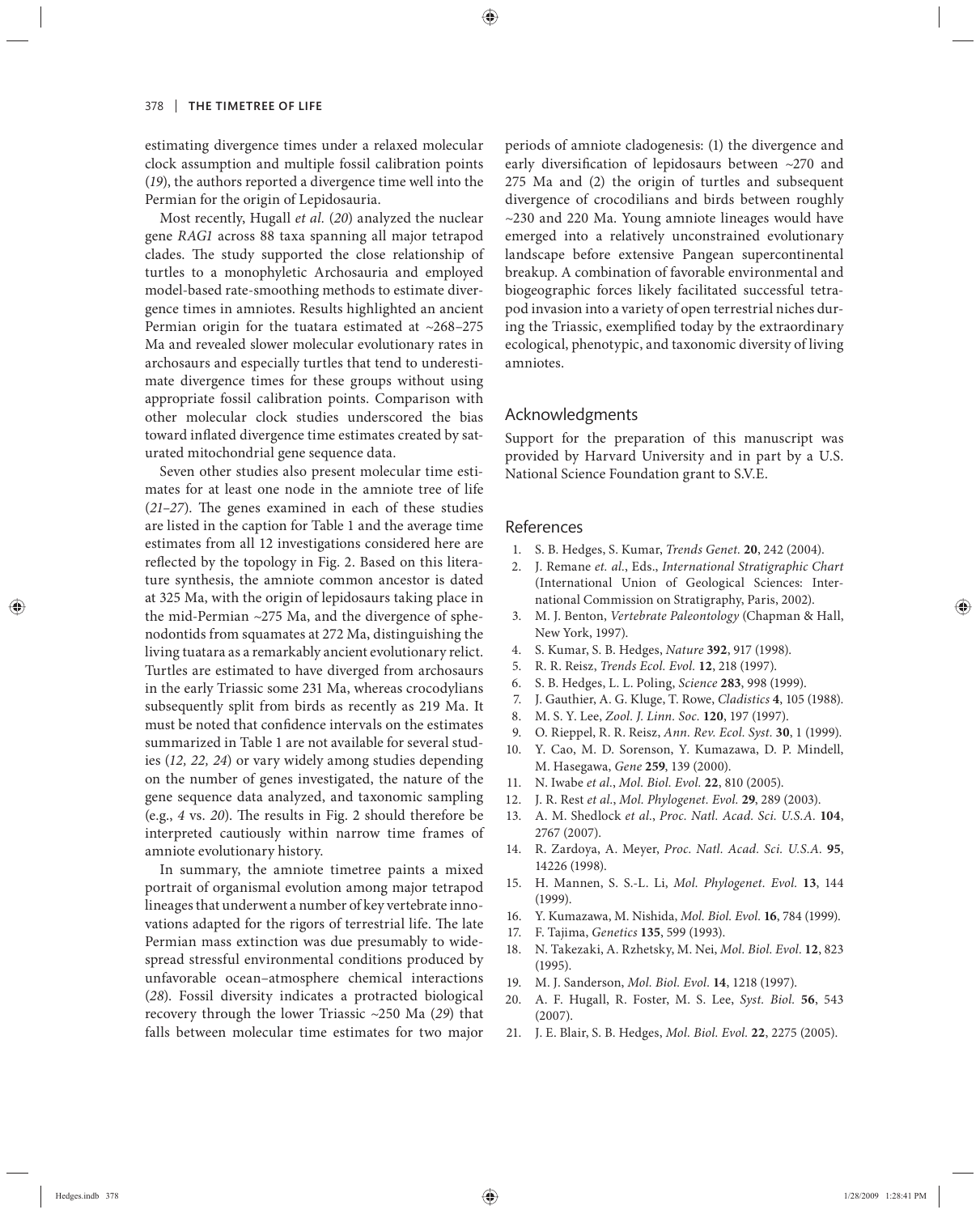estimating divergence times under a relaxed molecular clock assumption and multiple fossil calibration points (*19*), the authors reported a divergence time well into the Permian for the origin of Lepidosauria.

Most recently, Hugall *et al.* (*20*) analyzed the nuclear gene *RAG1* across 88 taxa spanning all major tetrapod clades. The study supported the close relationship of turtles to a monophyletic Archosauria and employed model-based rate-smoothing methods to estimate divergence times in amniotes. Results highlighted an ancient Permian origin for the tuatara estimated at ~268–275 Ma and revealed slower molecular evolutionary rates in archosaurs and especially turtles that tend to underestimate divergence times for these groups without using appropriate fossil calibration points. Comparison with other molecular clock studies underscored the bias toward inflated divergence time estimates created by saturated mitochondrial gene sequence data.

Seven other studies also present molecular time estimates for at least one node in the amniote tree of life (*21–27*). The genes examined in each of these studies are listed in the caption for Table 1 and the average time estimates from all 12 investigations considered here are reflected by the topology in Fig. 2. Based on this literature synthesis, the amniote common ancestor is dated at 325 Ma, with the origin of lepidosaurs taking place in the mid-Permian ~275 Ma, and the divergence of sphenodontids from squamates at 272 Ma, distinguishing the living tuatara as a remarkably ancient evolutionary relict. Turtles are estimated to have diverged from archosaurs in the early Triassic some 231 Ma, whereas crocodylians subsequently split from birds as recently as 219 Ma. It must be noted that confidence intervals on the estimates summarized in Table 1 are not available for several studies (*12, 22, 24*) or vary widely among studies depending on the number of genes investigated, the nature of the gene sequence data analyzed, and taxonomic sampling (e.g., *4* vs. *20*). The results in Fig. 2 should therefore be interpreted cautiously within narrow time frames of amniote evolutionary history.

In summary, the amniote timetree paints a mixed portrait of organismal evolution among major tetrapod lineages that underwent a number of key vertebrate innovations adapted for the rigors of terrestrial life. The late Permian mass extinction was due presumably to widespread stressful environmental conditions produced by unfavorable ocean–atmosphere chemical interactions (*28*). Fossil diversity indicates a protracted biological recovery through the lower Triassic ~250 Ma (*29*) that falls between molecular time estimates for two major periods of amniote cladogenesis: (1) the divergence and early diversification of lepidosaurs between ~270 and 275 Ma and (2) the origin of turtles and subsequent divergence of crocodilians and birds between roughly ~230 and 220 Ma. Young amniote lineages would have emerged into a relatively unconstrained evolutionary landscape before extensive Pangean supercontinental breakup. A combination of favorable environmental and biogeographic forces likely facilitated successful tetrapod invasion into a variety of open terrestrial niches during the Triassic, exemplified today by the extraordinary ecological, phenotypic, and taxonomic diversity of living amniotes.

## Acknowledgments

Support for the preparation of this manuscript was provided by Harvard University and in part by a U.S. National Science Foundation grant to S.V.E.

## References

1. S. B. Hedges, S. Kumar, *Trends Genet.* **20**, 242 (2004).
2. J. Remane *et. al.*, Eds., *International Stratigraphic Chart* (International Union of Geological Sciences: International Commission on Stratigraphy, Paris, 2002).
3. M. J. Benton, *Vertebrate Paleontology* (Chapman & Hall, New York, 1997).
4. S. Kumar, S. B. Hedges, *Nature* **392**, 917 (1998).
5. R. R. Reisz, *Trends Ecol. Evol.* **12**, 218 (1997).
6. S. B. Hedges, L. L. Poling, *Science* **283**, 998 (1999).
7. J. Gauthier, A. G. Kluge, T. Rowe, *Cladistics* **4**, 105 (1988).
8. M. S. Y. Lee, *Zool. J. Linn. Soc.* **120**, 197 (1997).
9. O. Rieppel, R. R. Reisz, *Ann. Rev. Ecol. Syst.* **30**, 1 (1999).
10. Y. Cao, M. D. Sorenson, Y. Kumazawa, D. P. Mindell, M. Hasegawa, *Gene* **259**, 139 (2000).
11. N. Iwabe *et al.*, *Mol. Biol. Evol.* **22**, 810 (2005).
12. J. R. Rest *et al.*, *Mol. Phylogenet. Evol.* **29**, 289 (2003).
13. A. M. Shedlock *et al.*, *Proc. Natl. Acad. Sci. U.S.A.* **104**, 2767 (2007).
14. R. Zardoya, A. Meyer, *Proc. Natl. Acad. Sci. U.S.A.* **95**, 14226 (1998).
15. H. Mannen, S. S.-L. Li, *Mol. Phylogenet. Evol.* **13**, 144 (1999).
16. Y. Kumazawa, M. Nishida, *Mol. Biol. Evol.* **16**, 784 (1999).
17. F. Tajima, *Genetics* **135**, 599 (1993).
18. N. Takezaki, A. Rzhetsky, M. Nei, *Mol. Biol. Evol.* **12**, 823 (1995).
19. M. J. Sanderson, *Mol. Biol. Evol.* **14**, 1218 (1997).
20. A. F. Hugall, R. Foster, M. S. Lee, *Syst. Biol.* **56**, 543 (2007).
21. J. E. Blair, S. B. Hedges, *Mol. Biol. Evol.* **22**, 2275 (2005).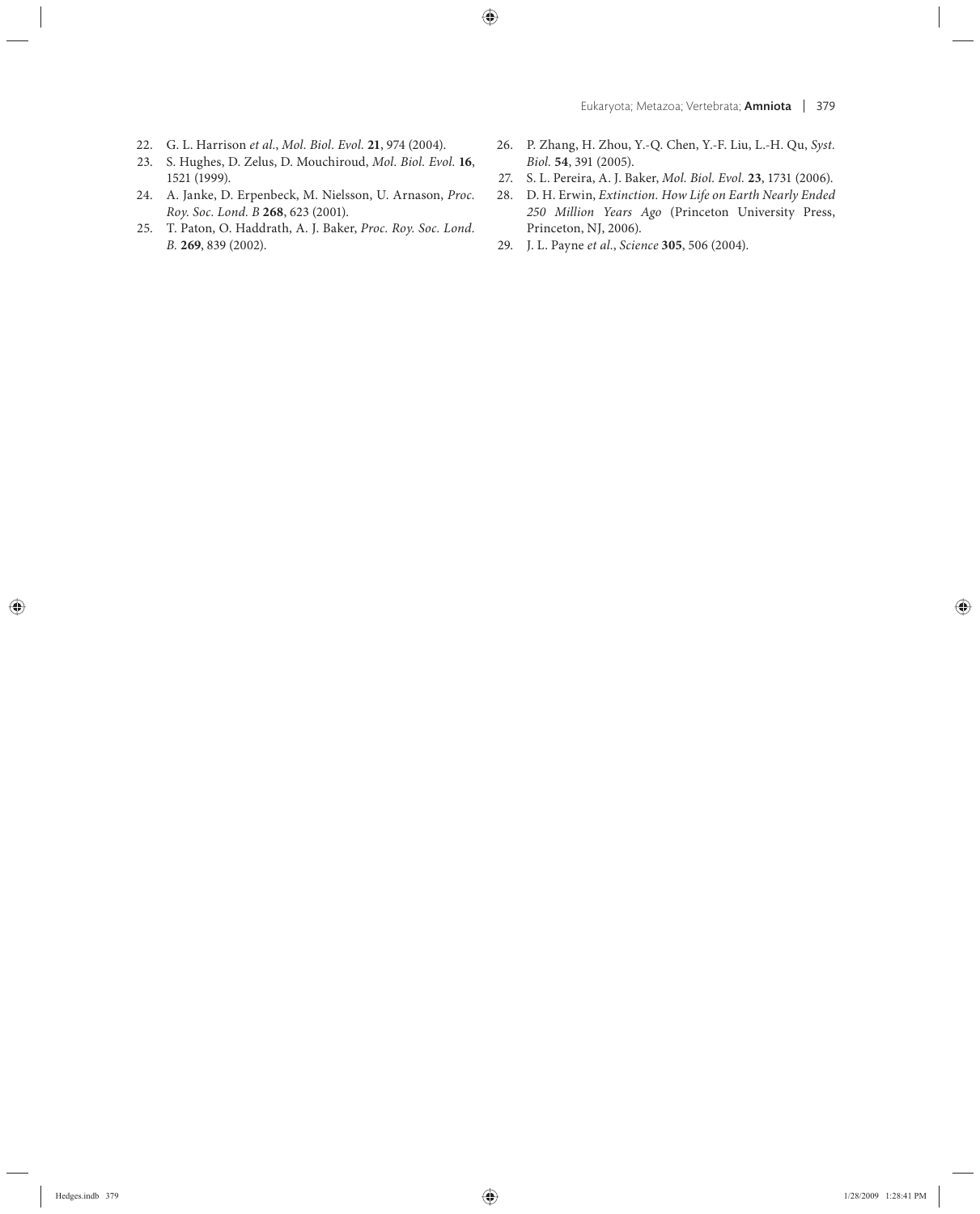22. G. L. Harrison *et al.*, *Mol. Biol. Evol.* **21**, 974 (2004).
23. S. Hughes, D. Zelus, D. Mouchiroud, *Mol. Biol. Evol.* **16**, 1521 (1999).
24. A. Janke, D. Erpenbeck, M. Nielsson, U. Arnason, *Proc. Roy. Soc. Lond. B* **268**, 623 (2001).
25. T. Paton, O. Haddrath, A. J. Baker, *Proc. Roy. Soc. Lond. B.* **269**, 839 (2002).
26. P. Zhang, H. Zhou, Y.-Q. Chen, Y.-F. Liu, L.-H. Qu, *Syst. Biol.* **54**, 391 (2005).
27. S. L. Pereira, A. J. Baker, *Mol. Biol. Evol.* **23**, 1731 (2006).
28. D. H. Erwin, *Extinction. How Life on Earth Nearly Ended 250 Million Years Ago* (Princeton University Press, Princeton, NJ, 2006).
29. J. L. Payne *et al.*, *Science* **305**, 506 (2004).